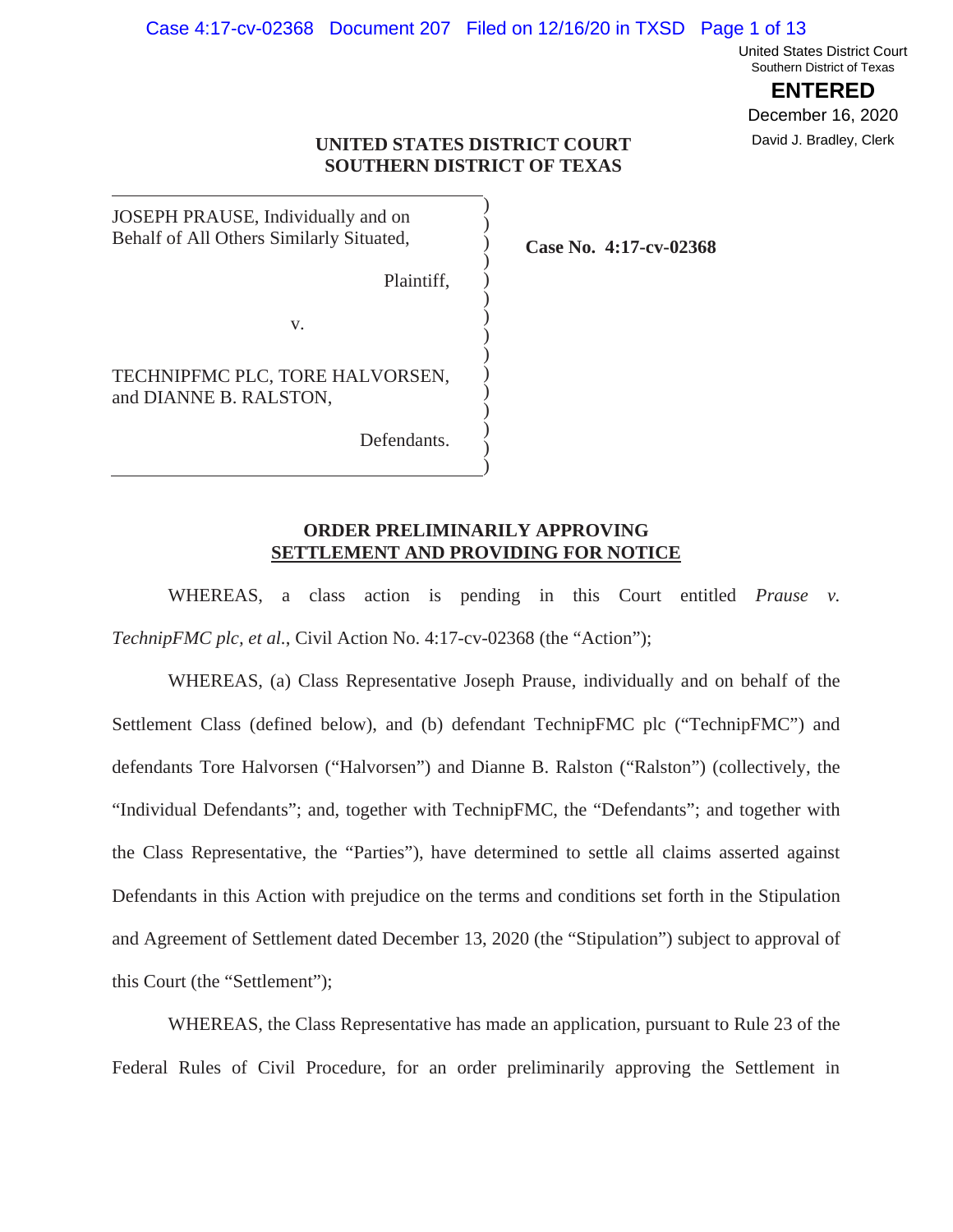United States District Court
Southern District of Texas

**ENTERED**

December 16, 2020

David J. Bradley, Clerk

**UNITED STATES DISTRICT COURT**
**SOUTHERN DISTRICT OF TEXAS**

JOSEPH PRAUSE, Individually and on Behalf of All Others Similarly Situated,

Plaintiff,

v.

TECHNIPFMC PLC, TORE HALVORSEN, and DIANNE B. RALSTON,

Defendants.

**Case No. 4:17-cv-02368**

**ORDER PRELIMINARILY APPROVING**
**SETTLEMENT AND PROVIDING FOR NOTICE**

WHEREAS, a class action is pending in this Court entitled *Prause v. TechnipFMC plc, et al.*, Civil Action No. 4:17-cv-02368 (the "Action");

WHEREAS, (a) Class Representative Joseph Prause, individually and on behalf of the Settlement Class (defined below), and (b) defendant TechnipFMC plc ("TechnipFMC") and defendants Tore Halvorsen ("Halvorsen") and Dianne B. Ralston ("Ralston") (collectively, the "Individual Defendants"; and, together with TechnipFMC, the "Defendants"; and together with the Class Representative, the "Parties"), have determined to settle all claims asserted against Defendants in this Action with prejudice on the terms and conditions set forth in the Stipulation and Agreement of Settlement dated December 13, 2020 (the "Stipulation") subject to approval of this Court (the "Settlement");

WHEREAS, the Class Representative has made an application, pursuant to Rule 23 of the Federal Rules of Civil Procedure, for an order preliminarily approving the Settlement in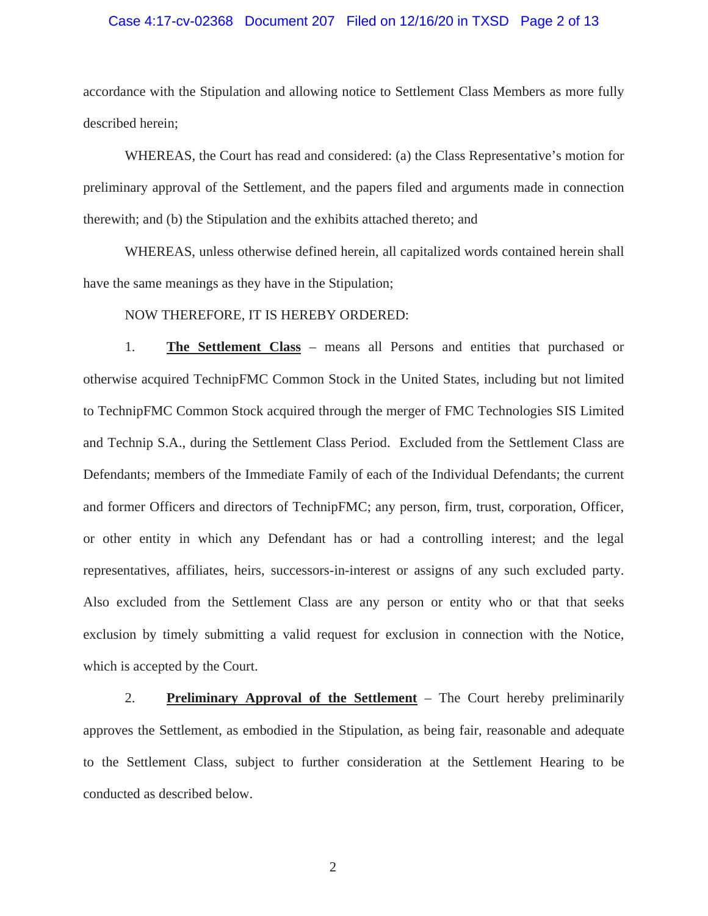accordance with the Stipulation and allowing notice to Settlement Class Members as more fully described herein;

WHEREAS, the Court has read and considered: (a) the Class Representative's motion for preliminary approval of the Settlement, and the papers filed and arguments made in connection therewith; and (b) the Stipulation and the exhibits attached thereto; and

WHEREAS, unless otherwise defined herein, all capitalized words contained herein shall have the same meanings as they have in the Stipulation;

NOW THEREFORE, IT IS HEREBY ORDERED:

1. **The Settlement Class** – means all Persons and entities that purchased or otherwise acquired TechnipFMC Common Stock in the United States, including but not limited to TechnipFMC Common Stock acquired through the merger of FMC Technologies SIS Limited and Technip S.A., during the Settlement Class Period. Excluded from the Settlement Class are Defendants; members of the Immediate Family of each of the Individual Defendants; the current and former Officers and directors of TechnipFMC; any person, firm, trust, corporation, Officer, or other entity in which any Defendant has or had a controlling interest; and the legal representatives, affiliates, heirs, successors-in-interest or assigns of any such excluded party. Also excluded from the Settlement Class are any person or entity who or that that seeks exclusion by timely submitting a valid request for exclusion in connection with the Notice, which is accepted by the Court.

2. **Preliminary Approval of the Settlement** – The Court hereby preliminarily approves the Settlement, as embodied in the Stipulation, as being fair, reasonable and adequate to the Settlement Class, subject to further consideration at the Settlement Hearing to be conducted as described below.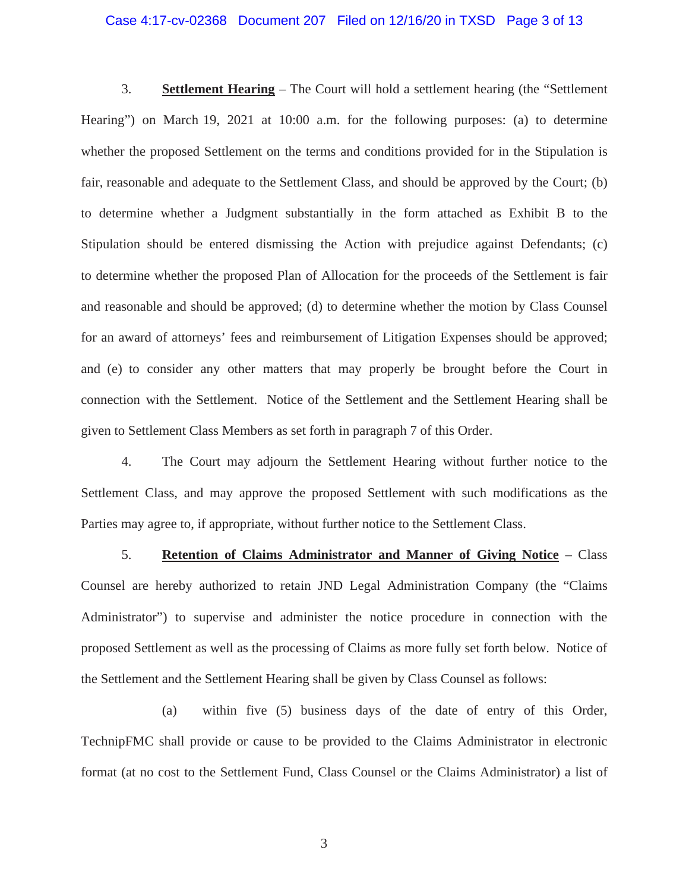3. **Settlement Hearing** – The Court will hold a settlement hearing (the "Settlement Hearing") on March 19, 2021 at 10:00 a.m. for the following purposes: (a) to determine whether the proposed Settlement on the terms and conditions provided for in the Stipulation is fair, reasonable and adequate to the Settlement Class, and should be approved by the Court; (b) to determine whether a Judgment substantially in the form attached as Exhibit B to the Stipulation should be entered dismissing the Action with prejudice against Defendants; (c) to determine whether the proposed Plan of Allocation for the proceeds of the Settlement is fair and reasonable and should be approved; (d) to determine whether the motion by Class Counsel for an award of attorneys' fees and reimbursement of Litigation Expenses should be approved; and (e) to consider any other matters that may properly be brought before the Court in connection with the Settlement. Notice of the Settlement and the Settlement Hearing shall be given to Settlement Class Members as set forth in paragraph 7 of this Order.

4. The Court may adjourn the Settlement Hearing without further notice to the Settlement Class, and may approve the proposed Settlement with such modifications as the Parties may agree to, if appropriate, without further notice to the Settlement Class.

5. **Retention of Claims Administrator and Manner of Giving Notice** – Class Counsel are hereby authorized to retain JND Legal Administration Company (the "Claims Administrator") to supervise and administer the notice procedure in connection with the proposed Settlement as well as the processing of Claims as more fully set forth below. Notice of the Settlement and the Settlement Hearing shall be given by Class Counsel as follows:

(a) within five (5) business days of the date of entry of this Order, TechnipFMC shall provide or cause to be provided to the Claims Administrator in electronic format (at no cost to the Settlement Fund, Class Counsel or the Claims Administrator) a list of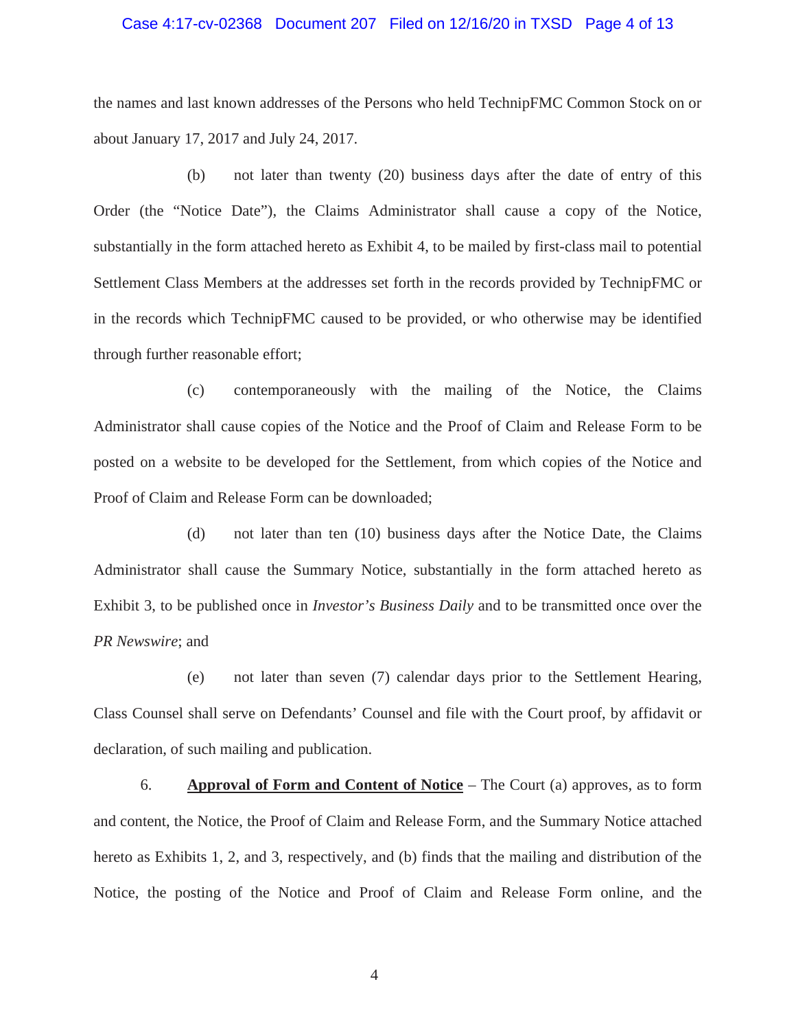the names and last known addresses of the Persons who held TechnipFMC Common Stock on or about January 17, 2017 and July 24, 2017.

(b) not later than twenty (20) business days after the date of entry of this Order (the "Notice Date"), the Claims Administrator shall cause a copy of the Notice, substantially in the form attached hereto as Exhibit 4, to be mailed by first-class mail to potential Settlement Class Members at the addresses set forth in the records provided by TechnipFMC or in the records which TechnipFMC caused to be provided, or who otherwise may be identified through further reasonable effort;

(c) contemporaneously with the mailing of the Notice, the Claims Administrator shall cause copies of the Notice and the Proof of Claim and Release Form to be posted on a website to be developed for the Settlement, from which copies of the Notice and Proof of Claim and Release Form can be downloaded;

(d) not later than ten (10) business days after the Notice Date, the Claims Administrator shall cause the Summary Notice, substantially in the form attached hereto as Exhibit 3, to be published once in *Investor's Business Daily* and to be transmitted once over the *PR Newswire*; and

(e) not later than seven (7) calendar days prior to the Settlement Hearing, Class Counsel shall serve on Defendants' Counsel and file with the Court proof, by affidavit or declaration, of such mailing and publication.

6. **Approval of Form and Content of Notice** – The Court (a) approves, as to form and content, the Notice, the Proof of Claim and Release Form, and the Summary Notice attached hereto as Exhibits 1, 2, and 3, respectively, and (b) finds that the mailing and distribution of the Notice, the posting of the Notice and Proof of Claim and Release Form online, and the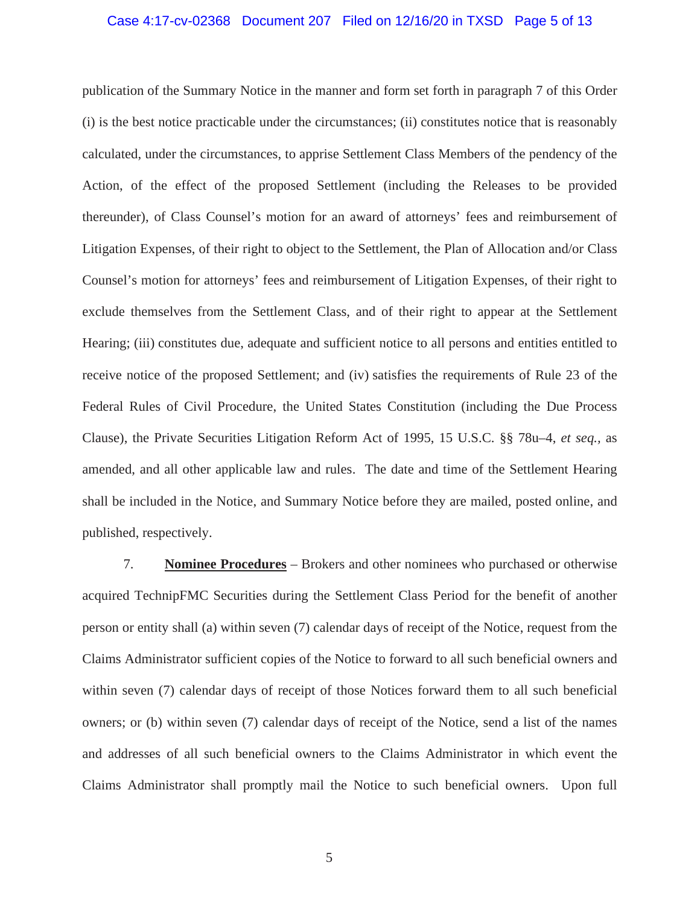publication of the Summary Notice in the manner and form set forth in paragraph 7 of this Order (i) is the best notice practicable under the circumstances; (ii) constitutes notice that is reasonably calculated, under the circumstances, to apprise Settlement Class Members of the pendency of the Action, of the effect of the proposed Settlement (including the Releases to be provided thereunder), of Class Counsel's motion for an award of attorneys' fees and reimbursement of Litigation Expenses, of their right to object to the Settlement, the Plan of Allocation and/or Class Counsel's motion for attorneys' fees and reimbursement of Litigation Expenses, of their right to exclude themselves from the Settlement Class, and of their right to appear at the Settlement Hearing; (iii) constitutes due, adequate and sufficient notice to all persons and entities entitled to receive notice of the proposed Settlement; and (iv) satisfies the requirements of Rule 23 of the Federal Rules of Civil Procedure, the United States Constitution (including the Due Process Clause), the Private Securities Litigation Reform Act of 1995, 15 U.S.C. §§ 78u–4, *et seq.*, as amended, and all other applicable law and rules. The date and time of the Settlement Hearing shall be included in the Notice, and Summary Notice before they are mailed, posted online, and published, respectively.

7. **Nominee Procedures** – Brokers and other nominees who purchased or otherwise acquired TechnipFMC Securities during the Settlement Class Period for the benefit of another person or entity shall (a) within seven (7) calendar days of receipt of the Notice, request from the Claims Administrator sufficient copies of the Notice to forward to all such beneficial owners and within seven (7) calendar days of receipt of those Notices forward them to all such beneficial owners; or (b) within seven (7) calendar days of receipt of the Notice, send a list of the names and addresses of all such beneficial owners to the Claims Administrator in which event the Claims Administrator shall promptly mail the Notice to such beneficial owners. Upon full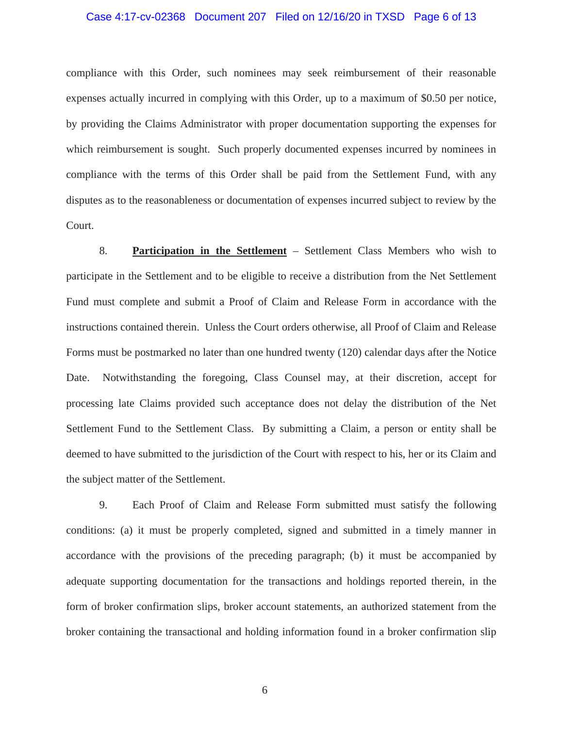compliance with this Order, such nominees may seek reimbursement of their reasonable expenses actually incurred in complying with this Order, up to a maximum of $0.50 per notice, by providing the Claims Administrator with proper documentation supporting the expenses for which reimbursement is sought. Such properly documented expenses incurred by nominees in compliance with the terms of this Order shall be paid from the Settlement Fund, with any disputes as to the reasonableness or documentation of expenses incurred subject to review by the Court.

8. **Participation in the Settlement** – Settlement Class Members who wish to participate in the Settlement and to be eligible to receive a distribution from the Net Settlement Fund must complete and submit a Proof of Claim and Release Form in accordance with the instructions contained therein. Unless the Court orders otherwise, all Proof of Claim and Release Forms must be postmarked no later than one hundred twenty (120) calendar days after the Notice Date. Notwithstanding the foregoing, Class Counsel may, at their discretion, accept for processing late Claims provided such acceptance does not delay the distribution of the Net Settlement Fund to the Settlement Class. By submitting a Claim, a person or entity shall be deemed to have submitted to the jurisdiction of the Court with respect to his, her or its Claim and the subject matter of the Settlement.

9. Each Proof of Claim and Release Form submitted must satisfy the following conditions: (a) it must be properly completed, signed and submitted in a timely manner in accordance with the provisions of the preceding paragraph; (b) it must be accompanied by adequate supporting documentation for the transactions and holdings reported therein, in the form of broker confirmation slips, broker account statements, an authorized statement from the broker containing the transactional and holding information found in a broker confirmation slip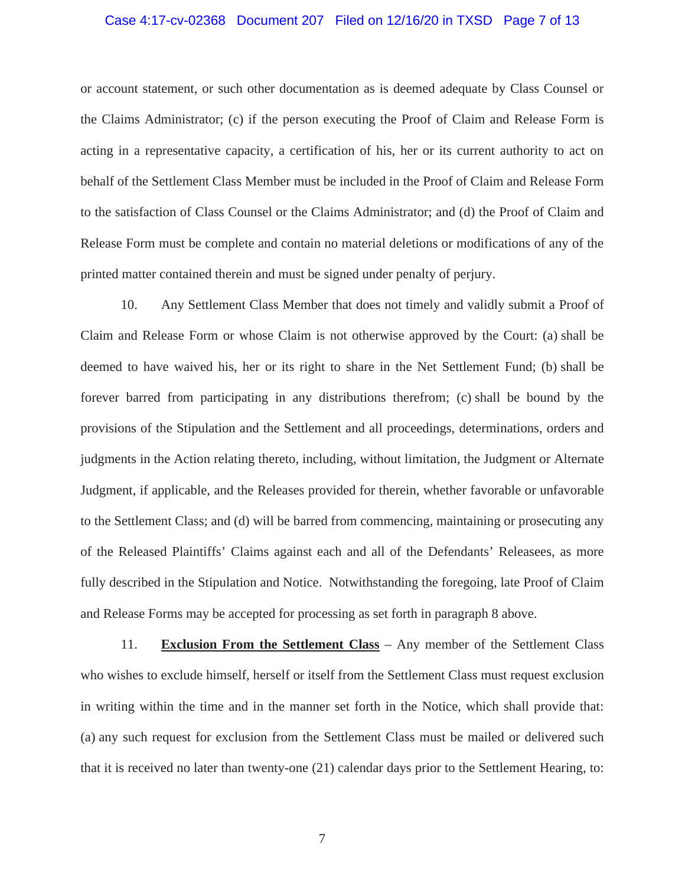or account statement, or such other documentation as is deemed adequate by Class Counsel or the Claims Administrator; (c) if the person executing the Proof of Claim and Release Form is acting in a representative capacity, a certification of his, her or its current authority to act on behalf of the Settlement Class Member must be included in the Proof of Claim and Release Form to the satisfaction of Class Counsel or the Claims Administrator; and (d) the Proof of Claim and Release Form must be complete and contain no material deletions or modifications of any of the printed matter contained therein and must be signed under penalty of perjury.

10. Any Settlement Class Member that does not timely and validly submit a Proof of Claim and Release Form or whose Claim is not otherwise approved by the Court: (a) shall be deemed to have waived his, her or its right to share in the Net Settlement Fund; (b) shall be forever barred from participating in any distributions therefrom; (c) shall be bound by the provisions of the Stipulation and the Settlement and all proceedings, determinations, orders and judgments in the Action relating thereto, including, without limitation, the Judgment or Alternate Judgment, if applicable, and the Releases provided for therein, whether favorable or unfavorable to the Settlement Class; and (d) will be barred from commencing, maintaining or prosecuting any of the Released Plaintiffs' Claims against each and all of the Defendants' Releasees, as more fully described in the Stipulation and Notice. Notwithstanding the foregoing, late Proof of Claim and Release Forms may be accepted for processing as set forth in paragraph 8 above.

11. **Exclusion From the Settlement Class** – Any member of the Settlement Class who wishes to exclude himself, herself or itself from the Settlement Class must request exclusion in writing within the time and in the manner set forth in the Notice, which shall provide that: (a) any such request for exclusion from the Settlement Class must be mailed or delivered such that it is received no later than twenty-one (21) calendar days prior to the Settlement Hearing, to: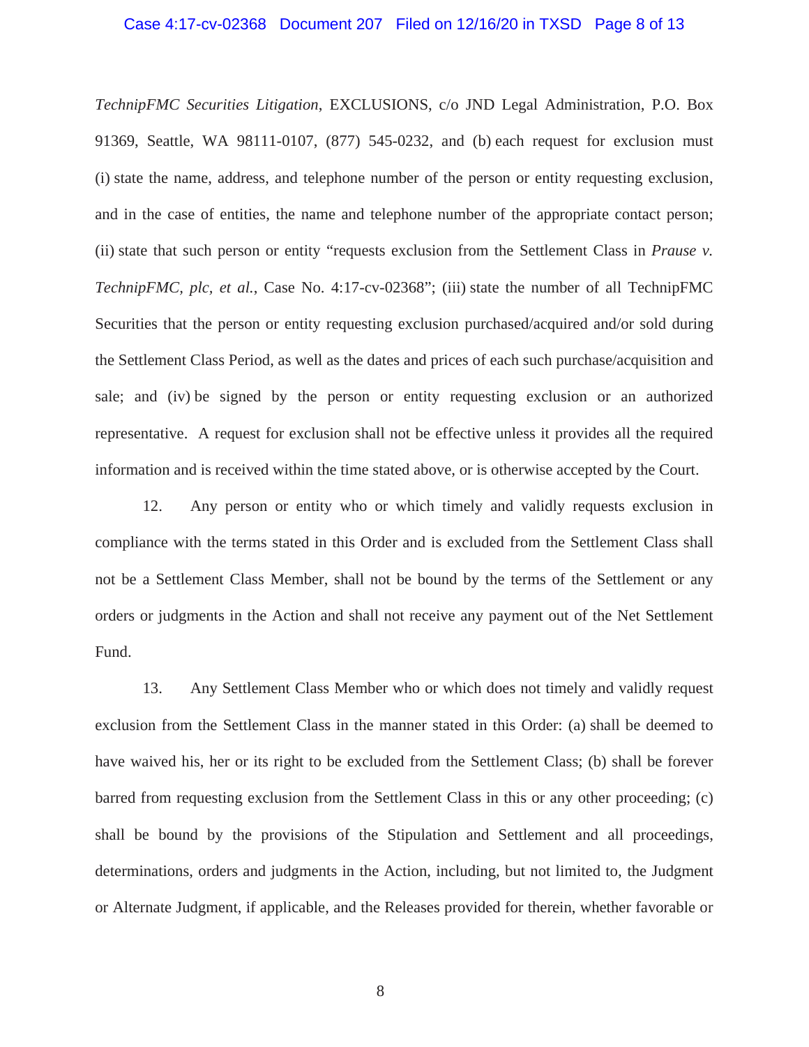*TechnipFMC Securities Litigation*, EXCLUSIONS, c/o JND Legal Administration, P.O. Box 91369, Seattle, WA 98111-0107, (877) 545-0232, and (b) each request for exclusion must (i) state the name, address, and telephone number of the person or entity requesting exclusion, and in the case of entities, the name and telephone number of the appropriate contact person; (ii) state that such person or entity "requests exclusion from the Settlement Class in *Prause v. TechnipFMC, plc, et al.*, Case No. 4:17-cv-02368"; (iii) state the number of all TechnipFMC Securities that the person or entity requesting exclusion purchased/acquired and/or sold during the Settlement Class Period, as well as the dates and prices of each such purchase/acquisition and sale; and (iv) be signed by the person or entity requesting exclusion or an authorized representative. A request for exclusion shall not be effective unless it provides all the required information and is received within the time stated above, or is otherwise accepted by the Court.

12. Any person or entity who or which timely and validly requests exclusion in compliance with the terms stated in this Order and is excluded from the Settlement Class shall not be a Settlement Class Member, shall not be bound by the terms of the Settlement or any orders or judgments in the Action and shall not receive any payment out of the Net Settlement Fund.

13. Any Settlement Class Member who or which does not timely and validly request exclusion from the Settlement Class in the manner stated in this Order: (a) shall be deemed to have waived his, her or its right to be excluded from the Settlement Class; (b) shall be forever barred from requesting exclusion from the Settlement Class in this or any other proceeding; (c) shall be bound by the provisions of the Stipulation and Settlement and all proceedings, determinations, orders and judgments in the Action, including, but not limited to, the Judgment or Alternate Judgment, if applicable, and the Releases provided for therein, whether favorable or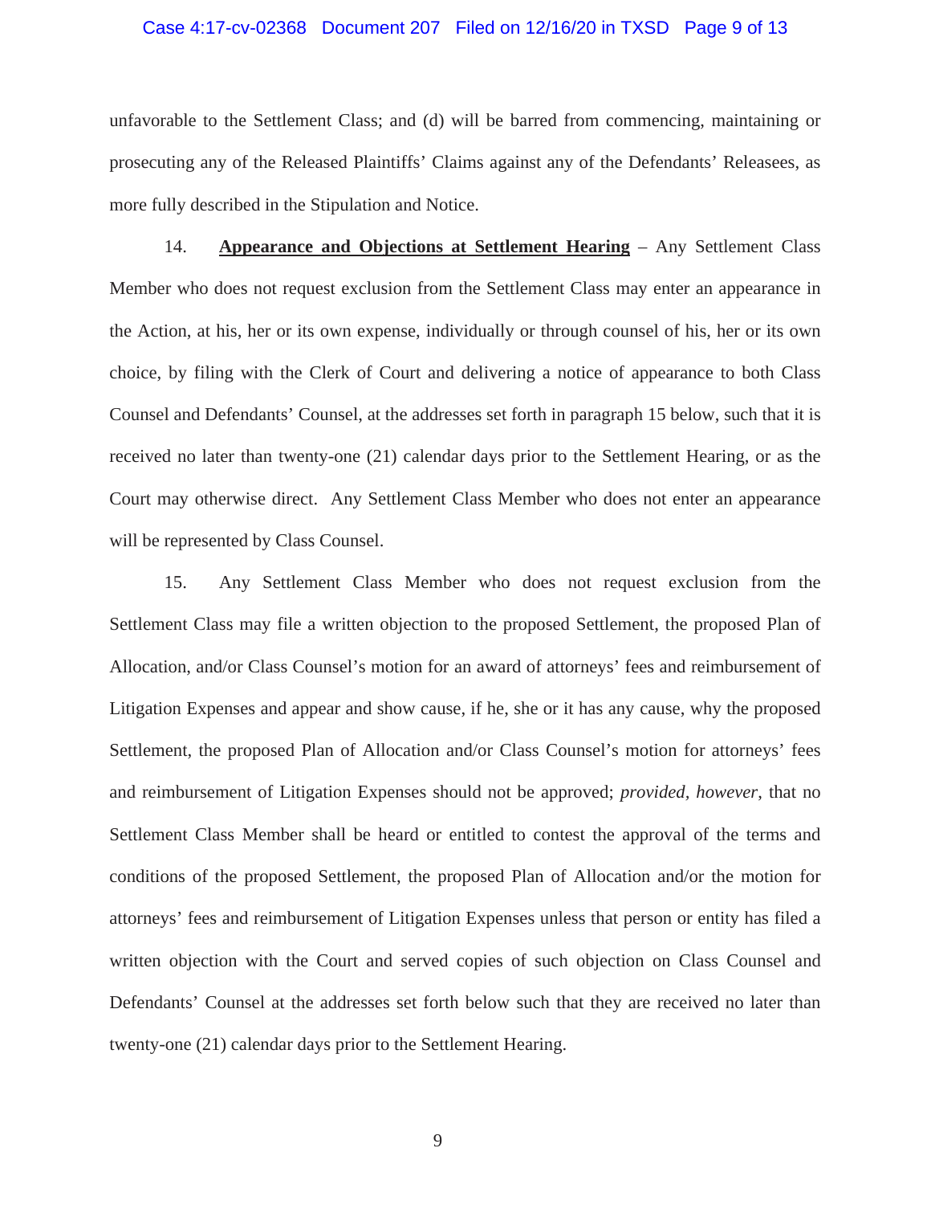unfavorable to the Settlement Class; and (d) will be barred from commencing, maintaining or prosecuting any of the Released Plaintiffs' Claims against any of the Defendants' Releasees, as more fully described in the Stipulation and Notice.

14. **Appearance and Objections at Settlement Hearing** – Any Settlement Class Member who does not request exclusion from the Settlement Class may enter an appearance in the Action, at his, her or its own expense, individually or through counsel of his, her or its own choice, by filing with the Clerk of Court and delivering a notice of appearance to both Class Counsel and Defendants' Counsel, at the addresses set forth in paragraph 15 below, such that it is received no later than twenty-one (21) calendar days prior to the Settlement Hearing, or as the Court may otherwise direct. Any Settlement Class Member who does not enter an appearance will be represented by Class Counsel.

15. Any Settlement Class Member who does not request exclusion from the Settlement Class may file a written objection to the proposed Settlement, the proposed Plan of Allocation, and/or Class Counsel's motion for an award of attorneys' fees and reimbursement of Litigation Expenses and appear and show cause, if he, she or it has any cause, why the proposed Settlement, the proposed Plan of Allocation and/or Class Counsel's motion for attorneys' fees and reimbursement of Litigation Expenses should not be approved; *provided, however*, that no Settlement Class Member shall be heard or entitled to contest the approval of the terms and conditions of the proposed Settlement, the proposed Plan of Allocation and/or the motion for attorneys' fees and reimbursement of Litigation Expenses unless that person or entity has filed a written objection with the Court and served copies of such objection on Class Counsel and Defendants' Counsel at the addresses set forth below such that they are received no later than twenty-one (21) calendar days prior to the Settlement Hearing.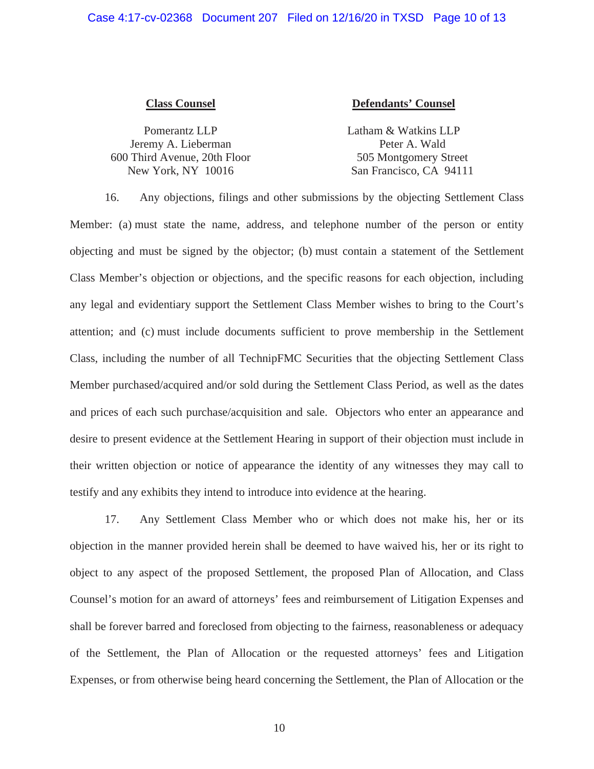| **Class Counsel** | **Defendants' Counsel** |
| --- | --- |
| Pomerantz LLP<br>Jeremy A. Lieberman<br>600 Third Avenue, 20th Floor<br>New York, NY 10016 | Latham & Watkins LLP<br>Peter A. Wald<br>505 Montgomery Street<br>San Francisco, CA 94111 |

16. Any objections, filings and other submissions by the objecting Settlement Class Member: (a) must state the name, address, and telephone number of the person or entity objecting and must be signed by the objector; (b) must contain a statement of the Settlement Class Member's objection or objections, and the specific reasons for each objection, including any legal and evidentiary support the Settlement Class Member wishes to bring to the Court's attention; and (c) must include documents sufficient to prove membership in the Settlement Class, including the number of all TechnipFMC Securities that the objecting Settlement Class Member purchased/acquired and/or sold during the Settlement Class Period, as well as the dates and prices of each such purchase/acquisition and sale. Objectors who enter an appearance and desire to present evidence at the Settlement Hearing in support of their objection must include in their written objection or notice of appearance the identity of any witnesses they may call to testify and any exhibits they intend to introduce into evidence at the hearing.

17. Any Settlement Class Member who or which does not make his, her or its objection in the manner provided herein shall be deemed to have waived his, her or its right to object to any aspect of the proposed Settlement, the proposed Plan of Allocation, and Class Counsel's motion for an award of attorneys' fees and reimbursement of Litigation Expenses and shall be forever barred and foreclosed from objecting to the fairness, reasonableness or adequacy of the Settlement, the Plan of Allocation or the requested attorneys' fees and Litigation Expenses, or from otherwise being heard concerning the Settlement, the Plan of Allocation or the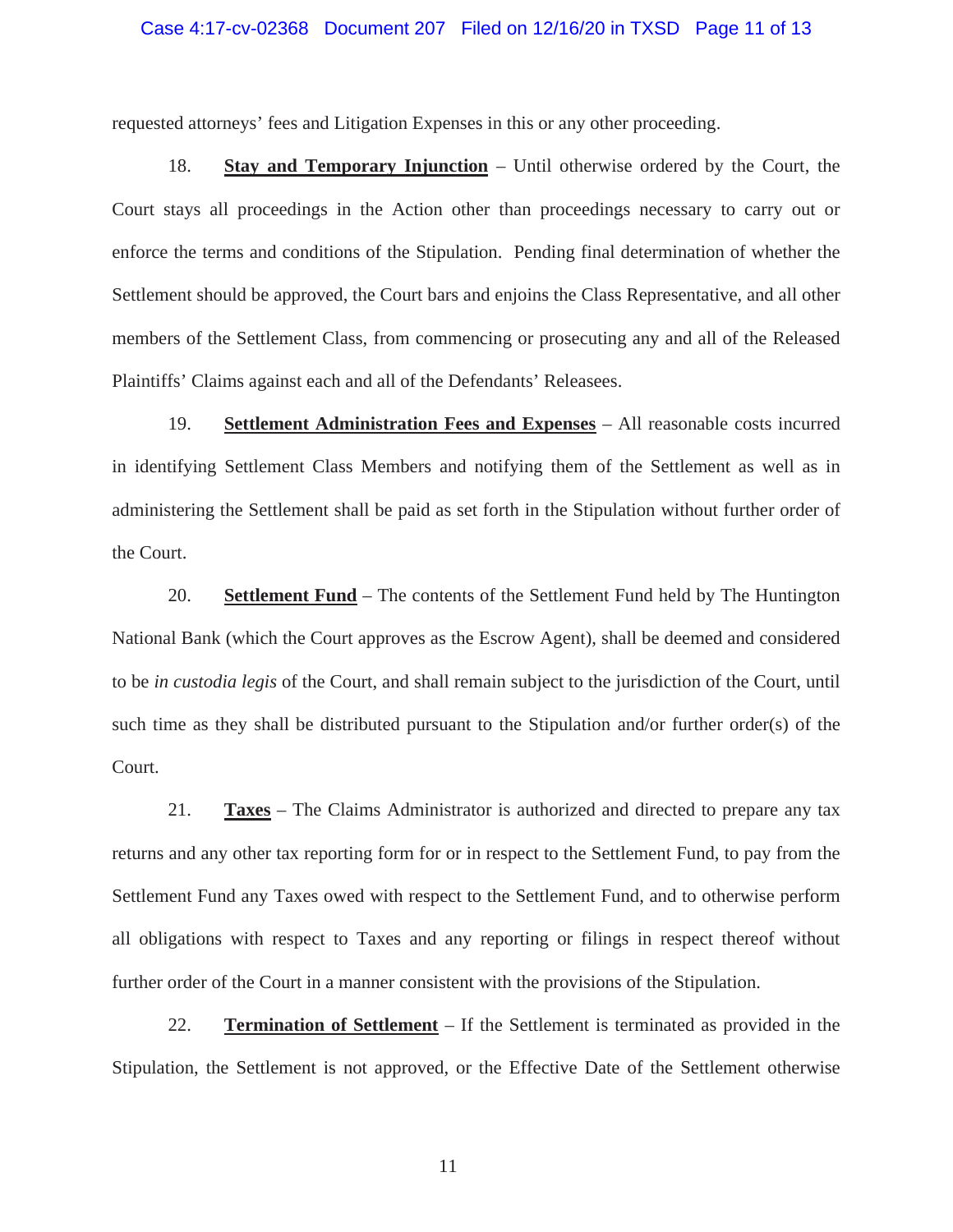requested attorneys' fees and Litigation Expenses in this or any other proceeding.

18. **Stay and Temporary Injunction** – Until otherwise ordered by the Court, the Court stays all proceedings in the Action other than proceedings necessary to carry out or enforce the terms and conditions of the Stipulation. Pending final determination of whether the Settlement should be approved, the Court bars and enjoins the Class Representative, and all other members of the Settlement Class, from commencing or prosecuting any and all of the Released Plaintiffs' Claims against each and all of the Defendants' Releasees.

19. **Settlement Administration Fees and Expenses** – All reasonable costs incurred in identifying Settlement Class Members and notifying them of the Settlement as well as in administering the Settlement shall be paid as set forth in the Stipulation without further order of the Court.

20. **Settlement Fund** – The contents of the Settlement Fund held by The Huntington National Bank (which the Court approves as the Escrow Agent), shall be deemed and considered to be *in custodia legis* of the Court, and shall remain subject to the jurisdiction of the Court, until such time as they shall be distributed pursuant to the Stipulation and/or further order(s) of the Court.

21. **Taxes** – The Claims Administrator is authorized and directed to prepare any tax returns and any other tax reporting form for or in respect to the Settlement Fund, to pay from the Settlement Fund any Taxes owed with respect to the Settlement Fund, and to otherwise perform all obligations with respect to Taxes and any reporting or filings in respect thereof without further order of the Court in a manner consistent with the provisions of the Stipulation.

22. **Termination of Settlement** – If the Settlement is terminated as provided in the Stipulation, the Settlement is not approved, or the Effective Date of the Settlement otherwise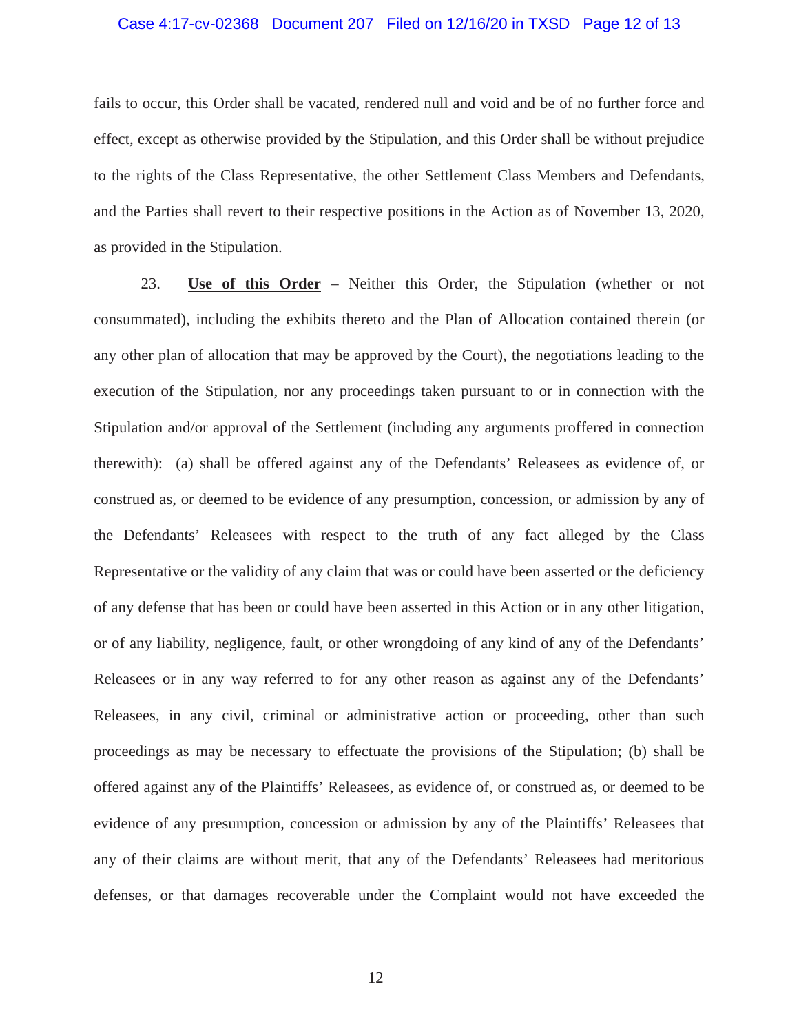fails to occur, this Order shall be vacated, rendered null and void and be of no further force and effect, except as otherwise provided by the Stipulation, and this Order shall be without prejudice to the rights of the Class Representative, the other Settlement Class Members and Defendants, and the Parties shall revert to their respective positions in the Action as of November 13, 2020, as provided in the Stipulation.

23. **Use of this Order** – Neither this Order, the Stipulation (whether or not consummated), including the exhibits thereto and the Plan of Allocation contained therein (or any other plan of allocation that may be approved by the Court), the negotiations leading to the execution of the Stipulation, nor any proceedings taken pursuant to or in connection with the Stipulation and/or approval of the Settlement (including any arguments proffered in connection therewith): (a) shall be offered against any of the Defendants' Releasees as evidence of, or construed as, or deemed to be evidence of any presumption, concession, or admission by any of the Defendants' Releasees with respect to the truth of any fact alleged by the Class Representative or the validity of any claim that was or could have been asserted or the deficiency of any defense that has been or could have been asserted in this Action or in any other litigation, or of any liability, negligence, fault, or other wrongdoing of any kind of any of the Defendants' Releasees or in any way referred to for any other reason as against any of the Defendants' Releasees, in any civil, criminal or administrative action or proceeding, other than such proceedings as may be necessary to effectuate the provisions of the Stipulation; (b) shall be offered against any of the Plaintiffs' Releasees, as evidence of, or construed as, or deemed to be evidence of any presumption, concession or admission by any of the Plaintiffs' Releasees that any of their claims are without merit, that any of the Defendants' Releasees had meritorious defenses, or that damages recoverable under the Complaint would not have exceeded the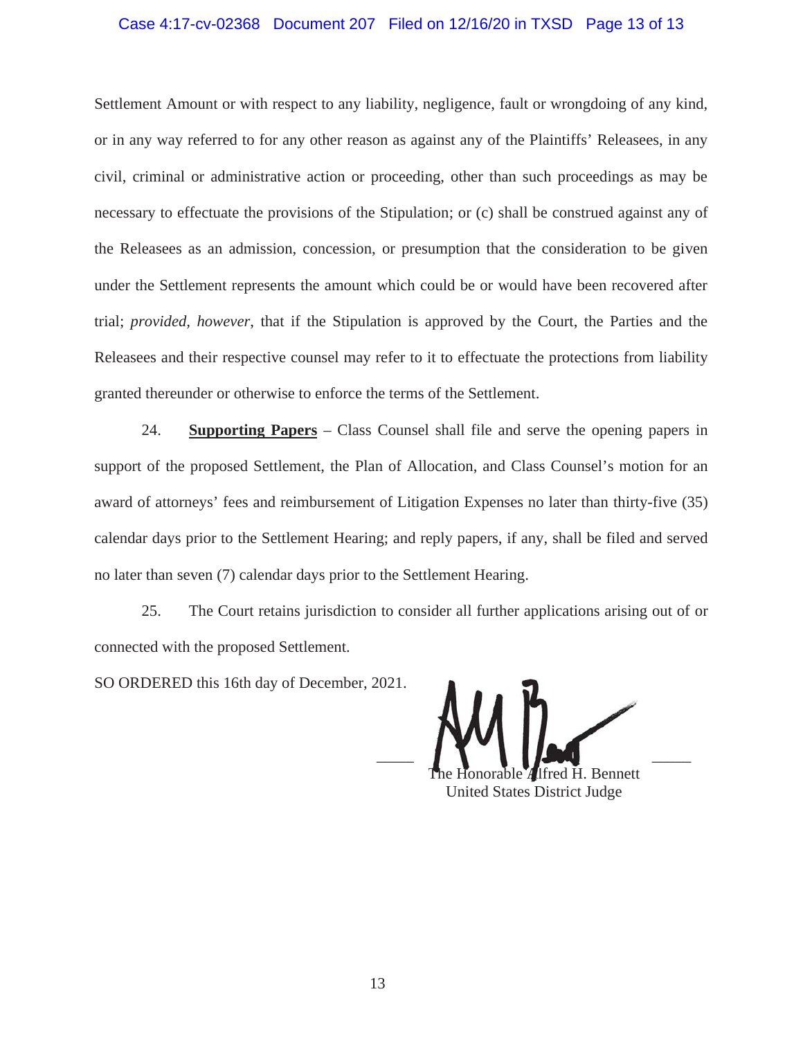Settlement Amount or with respect to any liability, negligence, fault or wrongdoing of any kind, or in any way referred to for any other reason as against any of the Plaintiffs' Releasees, in any civil, criminal or administrative action or proceeding, other than such proceedings as may be necessary to effectuate the provisions of the Stipulation; or (c) shall be construed against any of the Releasees as an admission, concession, or presumption that the consideration to be given under the Settlement represents the amount which could be or would have been recovered after trial; *provided*, *however*, that if the Stipulation is approved by the Court, the Parties and the Releasees and their respective counsel may refer to it to effectuate the protections from liability granted thereunder or otherwise to enforce the terms of the Settlement.

24. **Supporting Papers** – Class Counsel shall file and serve the opening papers in support of the proposed Settlement, the Plan of Allocation, and Class Counsel's motion for an award of attorneys' fees and reimbursement of Litigation Expenses no later than thirty-five (35) calendar days prior to the Settlement Hearing; and reply papers, if any, shall be filed and served no later than seven (7) calendar days prior to the Settlement Hearing.

25. The Court retains jurisdiction to consider all further applications arising out of or connected with the proposed Settlement.

SO ORDERED this 16th day of December, 2021.

\_\_\_\_\_\_\_\_\_\_\_\_\_\_\_\_\_\_\_\_\_\_\_\_\_\_\_\_\_\_\_\_\_\_\_\_
The Honorable Alfred H. Bennett
United States District Judge